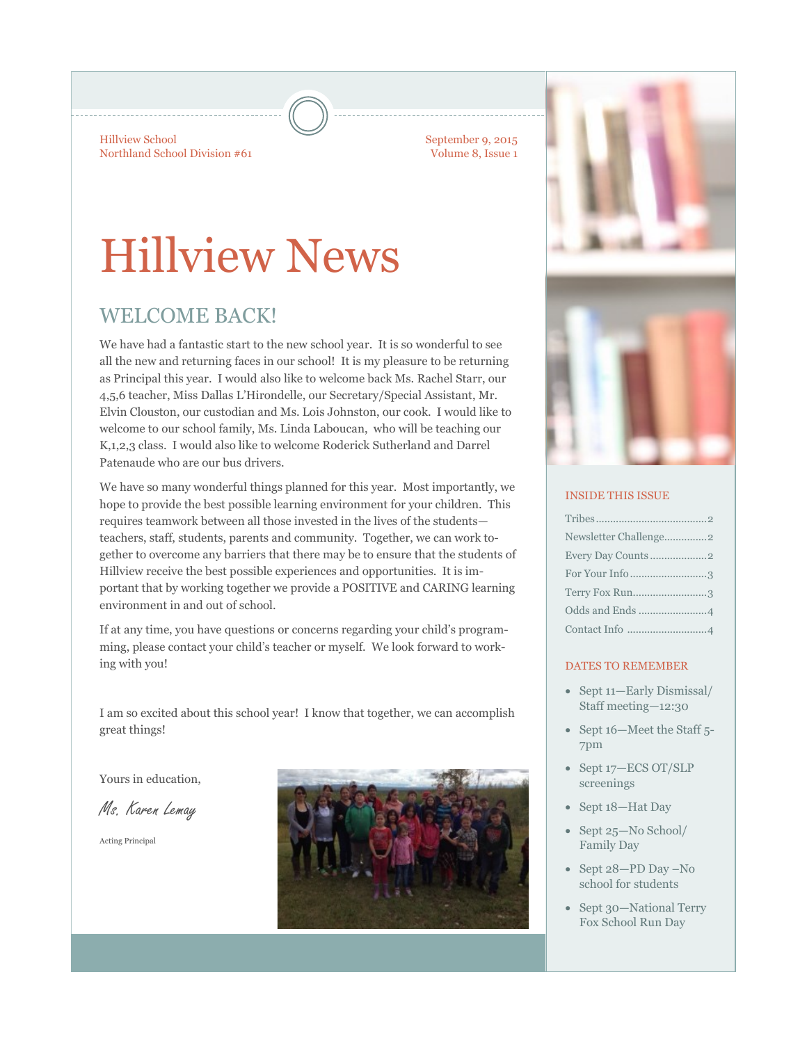Hillview School
Northland School Division #61

September 9, 2015
Volume 8, Issue 1

# Hillview News

## WELCOME BACK!

We have had a fantastic start to the new school year. It is so wonderful to see all the new and returning faces in our school! It is my pleasure to be returning as Principal this year. I would also like to welcome back Ms. Rachel Starr, our 4,5,6 teacher, Miss Dallas L'Hirondelle, our Secretary/Special Assistant, Mr. Elvin Clouston, our custodian and Ms. Lois Johnston, our cook. I would like to welcome to our school family, Ms. Linda Laboucan, who will be teaching our K,1,2,3 class. I would also like to welcome Roderick Sutherland and Darrel Patenaude who are our bus drivers.

We have so many wonderful things planned for this year. Most importantly, we hope to provide the best possible learning environment for your children. This requires teamwork between all those invested in the lives of the students—teachers, staff, students, parents and community. Together, we can work together to overcome any barriers that there may be to ensure that the students of Hillview receive the best possible experiences and opportunities. It is important that by working together we provide a POSITIVE and CARING learning environment in and out of school.

If at any time, you have questions or concerns regarding your child's programming, please contact your child's teacher or myself. We look forward to working with you!

I am so excited about this school year! I know that together, we can accomplish great things!

Yours in education,

*Ms. Karen Lemay*

Acting Principal

### INSIDE THIS ISSUE

- Tribes ........ 2
- Newsletter Challenge ........ 2
- Every Day Counts ........ 2
- For Your Info ........ 3
- Terry Fox Run ........ 3
- Odds and Ends ........ 4
- Contact Info ........ 4

### DATES TO REMEMBER

- Sept 11—Early Dismissal/ Staff meeting—12:30
- Sept 16—Meet the Staff 5-7pm
- Sept 17—ECS OT/SLP screenings
- Sept 18—Hat Day
- Sept 25—No School/ Family Day
- Sept 28—PD Day –No school for students
- Sept 30—National Terry Fox School Run Day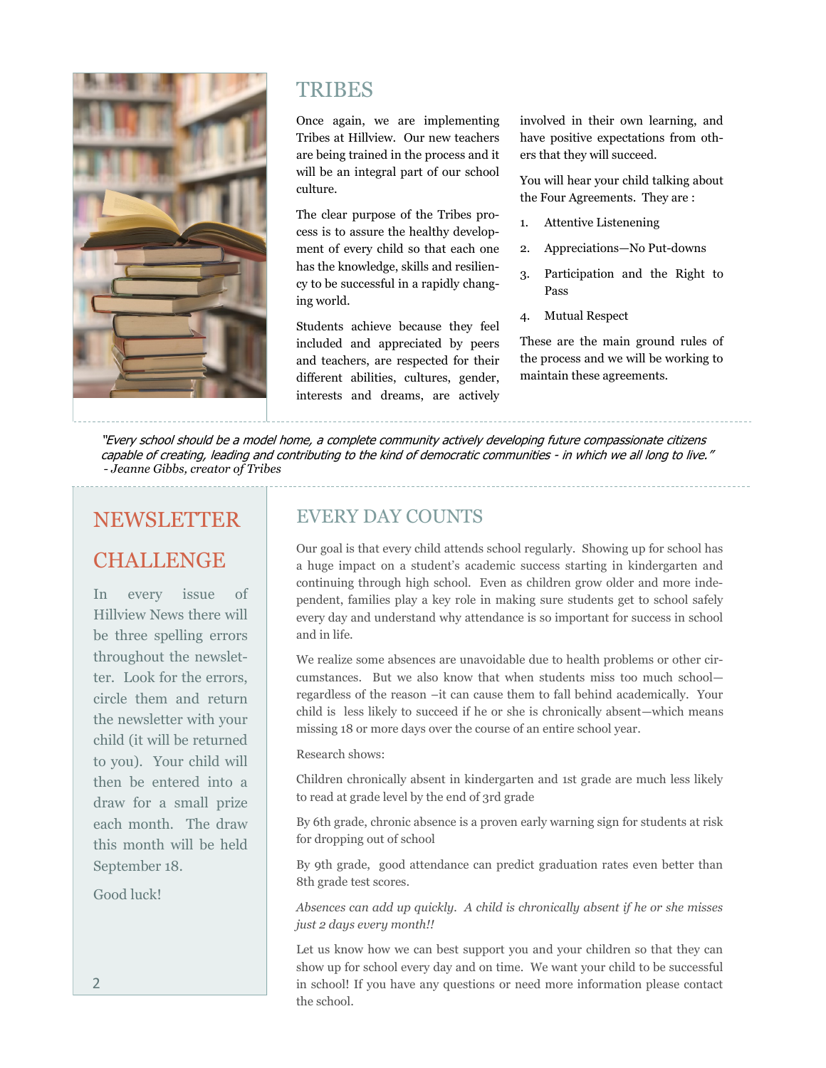## TRIBES

Once again, we are implementing Tribes at Hillview. Our new teachers are being trained in the process and it will be an integral part of our school culture.

The clear purpose of the Tribes process is to assure the healthy development of every child so that each one has the knowledge, skills and resiliency to be successful in a rapidly changing world.

Students achieve because they feel included and appreciated by peers and teachers, are respected for their different abilities, cultures, gender, interests and dreams, are actively involved in their own learning, and have positive expectations from others that they will succeed.

You will hear your child talking about the Four Agreements. They are :

1. Attentive Listenening
2. Appreciations—No Put-downs
3. Participation and the Right to Pass
4. Mutual Respect

These are the main ground rules of the process and we will be working to maintain these agreements.

*"Every school should be a model home, a complete community actively developing future compassionate citizens capable of creating, leading and contributing to the kind of democratic communities - in which we all long to live."*
*- Jeanne Gibbs, creator of Tribes*

## NEWSLETTER CHALLENGE

In every issue of Hillview News there will be three spelling errors throughout the newsletter. Look for the errors, circle them and return the newsletter with your child (it will be returned to you). Your child will then be entered into a draw for a small prize each month. The draw this month will be held September 18.

Good luck!

## EVERY DAY COUNTS

Our goal is that every child attends school regularly. Showing up for school has a huge impact on a student's academic success starting in kindergarten and continuing through high school. Even as children grow older and more independent, families play a key role in making sure students get to school safely every day and understand why attendance is so important for success in school and in life.

We realize some absences are unavoidable due to health problems or other circumstances. But we also know that when students miss too much school—regardless of the reason –it can cause them to fall behind academically. Your child is less likely to succeed if he or she is chronically absent—which means missing 18 or more days over the course of an entire school year.

Research shows:

Children chronically absent in kindergarten and 1st grade are much less likely to read at grade level by the end of 3rd grade

By 6th grade, chronic absence is a proven early warning sign for students at risk for dropping out of school

By 9th grade, good attendance can predict graduation rates even better than 8th grade test scores.

*Absences can add up quickly. A child is chronically absent if he or she misses just 2 days every month!!*

Let us know how we can best support you and your children so that they can show up for school every day and on time. We want your child to be successful in school! If you have any questions or need more information please contact the school.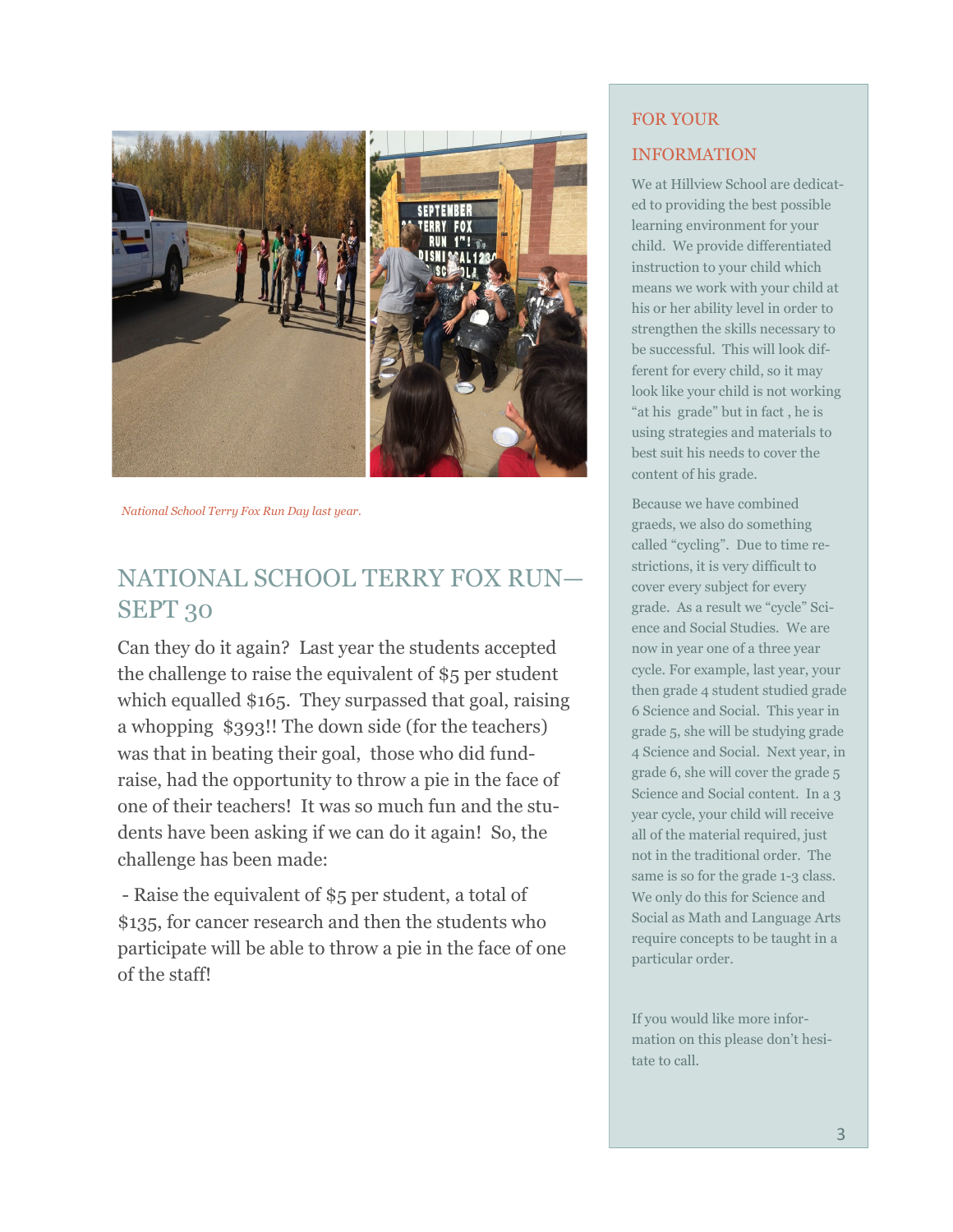*National School Terry Fox Run Day last year.*

## NATIONAL SCHOOL TERRY FOX RUN—SEPT 30

Can they do it again? Last year the students accepted the challenge to raise the equivalent of $5 per student which equalled $165. They surpassed that goal, raising a whopping $393!! The down side (for the teachers) was that in beating their goal, those who did fundraise, had the opportunity to throw a pie in the face of one of their teachers! It was so much fun and the students have been asking if we can do it again! So, the challenge has been made:

- Raise the equivalent of $5 per student, a total of $135, for cancer research and then the students who participate will be able to throw a pie in the face of one of the staff!

## FOR YOUR INFORMATION

We at Hillview School are dedicated to providing the best possible learning environment for your child. We provide differentiated instruction to your child which means we work with your child at his or her ability level in order to strengthen the skills necessary to be successful. This will look different for every child, so it may look like your child is not working "at his grade" but in fact , he is using strategies and materials to best suit his needs to cover the content of his grade.

Because we have combined graeds, we also do something called "cycling". Due to time restrictions, it is very difficult to cover every subject for every grade. As a result we "cycle" Science and Social Studies. We are now in year one of a three year cycle. For example, last year, your then grade 4 student studied grade 6 Science and Social. This year in grade 5, she will be studying grade 4 Science and Social. Next year, in grade 6, she will cover the grade 5 Science and Social content. In a 3 year cycle, your child will receive all of the material required, just not in the traditional order. The same is so for the grade 1-3 class. We only do this for Science and Social as Math and Language Arts require concepts to be taught in a particular order.

If you would like more information on this please don't hesitate to call.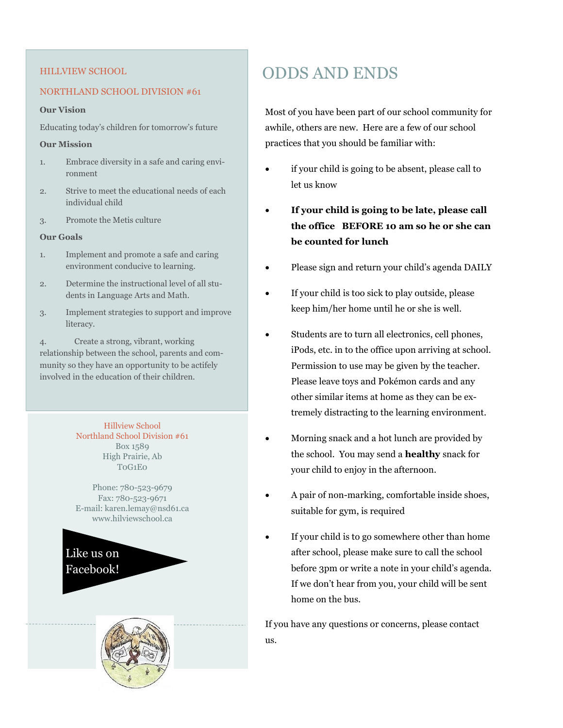HILLVIEW SCHOOL

NORTHLAND SCHOOL DIVISION #61

**Our Vision**

Educating today's children for tomorrow's future

**Our Mission**

1. Embrace diversity in a safe and caring environment
2. Strive to meet the educational needs of each individual child
3. Promote the Metis culture

**Our Goals**

1. Implement and promote a safe and caring environment conducive to learning.
2. Determine the instructional level of all students in Language Arts and Math.
3. Implement strategies to support and improve literacy.
4. Create a strong, vibrant, working relationship between the school, parents and community so they have an opportunity to be actifely involved in the education of their children.

Hillview School
Northland School Division #61
Box 1589
High Prairie, Ab
T0G1E0

Phone: 780-523-9679
Fax: 780-523-9671
E-mail: karen.lemay@nsd61.ca
www.hilviewschool.ca

Like us on Facebook!

# ODDS AND ENDS

Most of you have been part of our school community for awhile, others are new. Here are a few of our school practices that you should be familiar with:

- if your child is going to be absent, please call to let us know
- **If your child is going to be late, please call the office BEFORE 10 am so he or she can be counted for lunch**
- Please sign and return your child's agenda DAILY
- If your child is too sick to play outside, please keep him/her home until he or she is well.
- Students are to turn all electronics, cell phones, iPods, etc. in to the office upon arriving at school. Permission to use may be given by the teacher. Please leave toys and Pokémon cards and any other similar items at home as they can be extremely distracting to the learning environment.
- Morning snack and a hot lunch are provided by the school. You may send a **healthy** snack for your child to enjoy in the afternoon.
- A pair of non-marking, comfortable inside shoes, suitable for gym, is required
- If your child is to go somewhere other than home after school, please make sure to call the school before 3pm or write a note in your child's agenda. If we don't hear from you, your child will be sent home on the bus.

If you have any questions or concerns, please contact us.